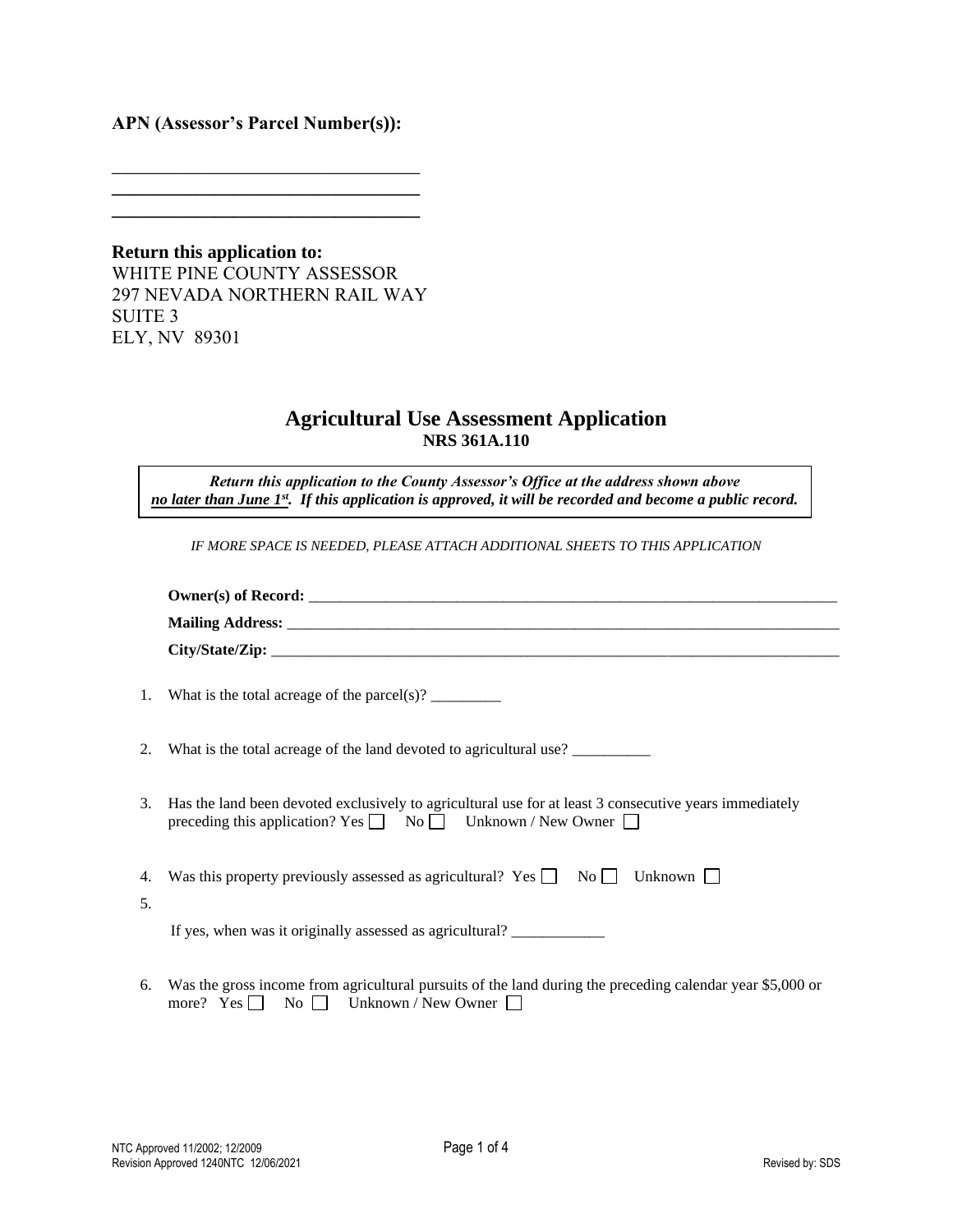**APN (Assessor's Parcel Number(s)):**

___________________________________

___________________________________

___________________________________

**Return this application to:**
WHITE PINE COUNTY ASSESSOR
297 NEVADA NORTHERN RAIL WAY
SUITE 3
ELY, NV 89301

# Agricultural Use Assessment Application

**NRS 361A.110**

***Return this application to the County Assessor's Office at the address shown above no later than June 1st. If this application is approved, it will be recorded and become a public record.***

*IF MORE SPACE IS NEEDED, PLEASE ATTACH ADDITIONAL SHEETS TO THIS APPLICATION*

**Owner(s) of Record:** ___________________________________________________________________________

**Mailing Address:** ___________________________________________________________________________

**City/State/Zip:** ___________________________________________________________________________

1. What is the total acreage of the parcel(s)? _________

2. What is the total acreage of the land devoted to agricultural use? __________

3. Has the land been devoted exclusively to agricultural use for at least 3 consecutive years immediately preceding this application? Yes ☐ No ☐ Unknown / New Owner ☐

4. Was this property previously assessed as agricultural? Yes ☐ No ☐ Unknown ☐

5. If yes, when was it originally assessed as agricultural? ____________

6. Was the gross income from agricultural pursuits of the land during the preceding calendar year $5,000 or more? Yes ☐ No ☐ Unknown / New Owner ☐

NTC Approved 11/2002; 12/2009
Revision Approved 1240NTC 12/06/2021

Revised by: SDS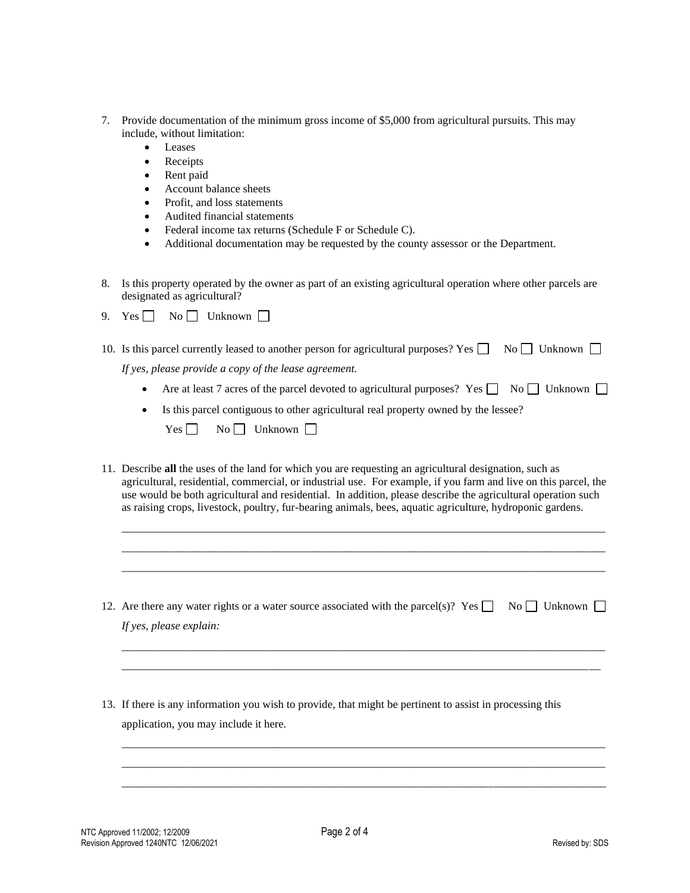7. Provide documentation of the minimum gross income of $5,000 from agricultural pursuits. This may include, without limitation:
   - Leases
   - Receipts
   - Rent paid
   - Account balance sheets
   - Profit, and loss statements
   - Audited financial statements
   - Federal income tax returns (Schedule F or Schedule C).
   - Additional documentation may be requested by the county assessor or the Department.

8. Is this property operated by the owner as part of an existing agricultural operation where other parcels are designated as agricultural?

9. Yes ☐ No ☐ Unknown ☐

10. Is this parcel currently leased to another person for agricultural purposes? Yes ☐ No ☐ Unknown ☐

    *If yes, please provide a copy of the lease agreement.*

    - Are at least 7 acres of the parcel devoted to agricultural purposes? Yes ☐ No ☐ Unknown ☐
    - Is this parcel contiguous to other agricultural real property owned by the lessee?

      Yes ☐ No ☐ Unknown ☐

11. Describe **all** the uses of the land for which you are requesting an agricultural designation, such as agricultural, residential, commercial, or industrial use. For example, if you farm and live on this parcel, the use would be both agricultural and residential. In addition, please describe the agricultural operation such as raising crops, livestock, poultry, fur-bearing animals, bees, aquatic agriculture, hydroponic gardens.

    ______________________________________________________________________________

    ______________________________________________________________________________

    ______________________________________________________________________________

12. Are there any water rights or a water source associated with the parcel(s)? Yes ☐ No ☐ Unknown ☐

    *If yes, please explain:*

    ______________________________________________________________________________

    ______________________________________________________________________________

13. If there is any information you wish to provide, that might be pertinent to assist in processing this application, you may include it here.

    ______________________________________________________________________________

    ______________________________________________________________________________

    ______________________________________________________________________________

NTC Approved 11/2002; 12/2009
Revision Approved 1240NTC 12/06/2021

Revised by: SDS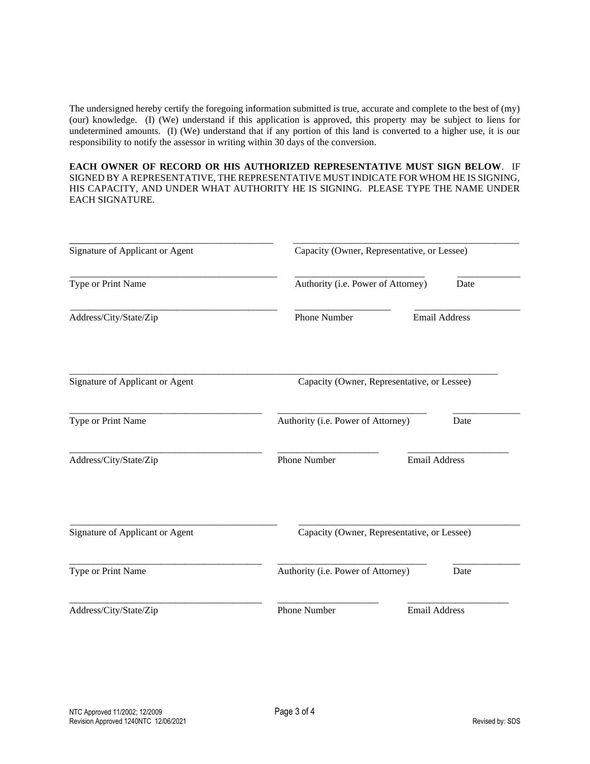The undersigned hereby certify the foregoing information submitted is true, accurate and complete to the best of (my) (our) knowledge. (I) (We) understand if this application is approved, this property may be subject to liens for undetermined amounts. (I) (We) understand that if any portion of this land is converted to a higher use, it is our responsibility to notify the assessor in writing within 30 days of the conversion.

**EACH OWNER OF RECORD OR HIS AUTHORIZED REPRESENTATIVE MUST SIGN BELOW**. IF SIGNED BY A REPRESENTATIVE, THE REPRESENTATIVE MUST INDICATE FOR WHOM HE IS SIGNING, HIS CAPACITY, AND UNDER WHAT AUTHORITY HE IS SIGNING. PLEASE TYPE THE NAME UNDER EACH SIGNATURE.

_______________________________________ _______________________________________
Signature of Applicant or Agent Capacity (Owner, Representative, or Lessee)

_______________________________________ ___________________________ _____________
Type or Print Name Authority (i.e. Power of Attorney) Date

_______________________________________ ____________________ ______________________
Address/City/State/Zip Phone Number Email Address

_______________________________________ _______________________________________
Signature of Applicant or Agent Capacity (Owner, Representative, or Lessee)

_______________________________________ ___________________________ _____________
Type or Print Name Authority (i.e. Power of Attorney) Date

_______________________________________ ____________________ ______________________
Address/City/State/Zip Phone Number Email Address

_______________________________________ _______________________________________
Signature of Applicant or Agent Capacity (Owner, Representative, or Lessee)

_______________________________________ ___________________________ _____________
Type or Print Name Authority (i.e. Power of Attorney) Date

_______________________________________ ____________________ ______________________
Address/City/State/Zip Phone Number Email Address

NTC Approved 11/2002; 12/2009
Revision Approved 1240NTC 12/06/2021
Revised by: SDS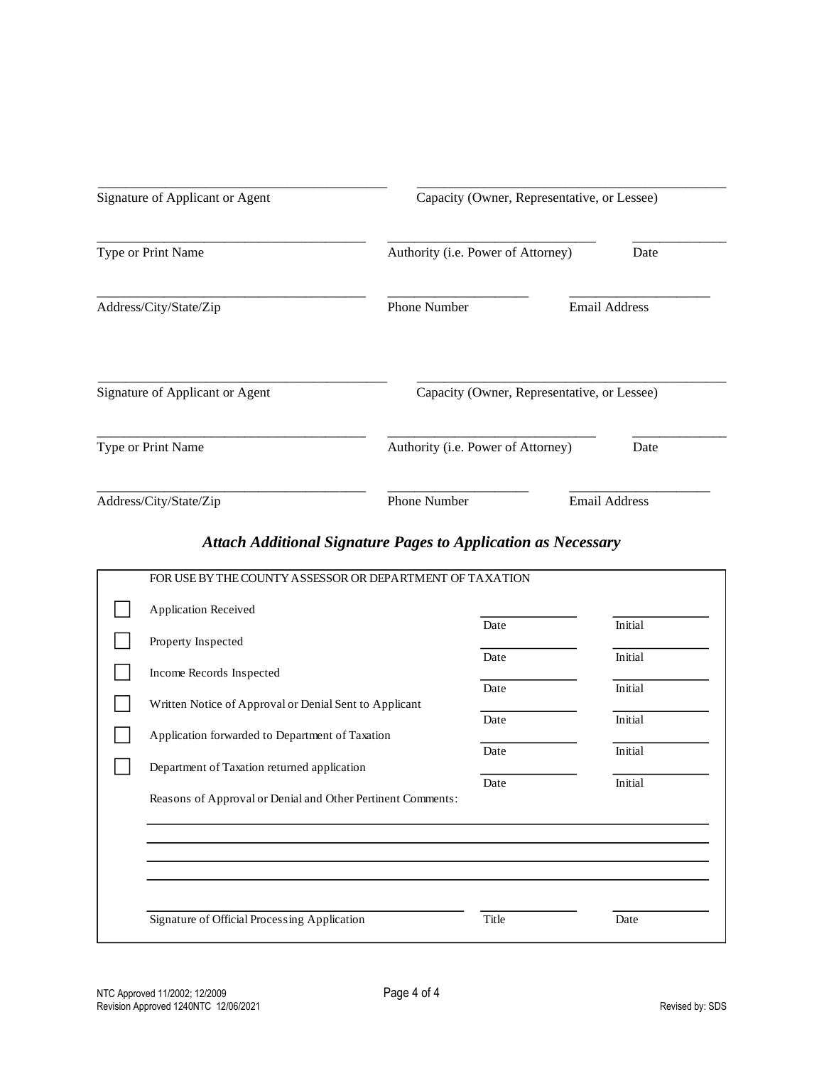______________________________________ ______________________________________
Signature of Applicant or Agent — Capacity (Owner, Representative, or Lessee)

______________________________________ ____________________________ ____________
Type or Print Name — Authority (i.e. Power of Attorney) — Date

______________________________________ ____________________ ____________________
Address/City/State/Zip — Phone Number — Email Address

______________________________________ ______________________________________
Signature of Applicant or Agent — Capacity (Owner, Representative, or Lessee)

______________________________________ ____________________________ ____________
Type or Print Name — Authority (i.e. Power of Attorney) — Date

______________________________________ ____________________ ____________________
Address/City/State/Zip — Phone Number — Email Address

***Attach Additional Signature Pages to Application as Necessary***

FOR USE BY THE COUNTY ASSESSOR OR DEPARTMENT OF TAXATION

| | | | |
|---|---|---|---|
| ☐ | Application Received | Date | Initial |
| ☐ | Property Inspected | Date | Initial |
| ☐ | Income Records Inspected | Date | Initial |
| ☐ | Written Notice of Approval or Denial Sent to Applicant | Date | Initial |
| ☐ | Application forwarded to Department of Taxation | Date | Initial |
| ☐ | Department of Taxation returned application | Date | Initial |

Reasons of Approval or Denial and Other Pertinent Comments:

______________________________________________________________________

______________________________________________________________________

______________________________________________________________________

______________________________________________________________________

______________________________________ ____________ ____________
Signature of Official Processing Application — Title — Date

NTC Approved 11/2002; 12/2009
Revision Approved 1240NTC 12/06/2021

Revised by: SDS